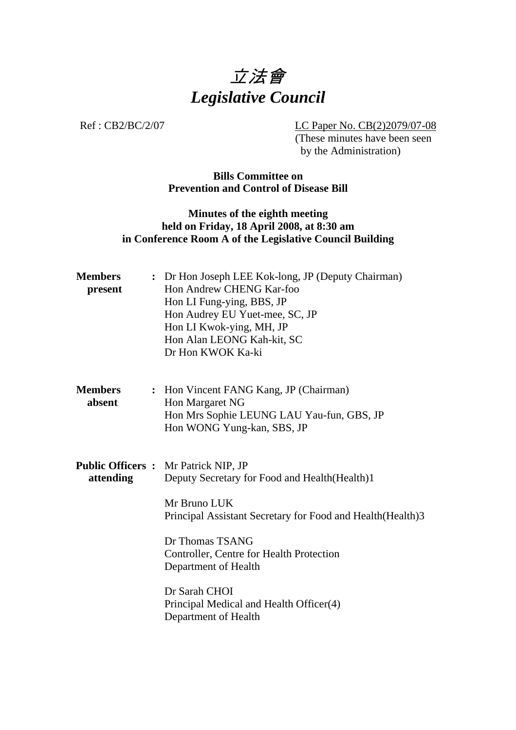# *立法會*
# *Legislative Council*

Ref : CB2/BC/2/07

LC Paper No. CB(2)2079/07-08
(These minutes have been seen by the Administration)

**Bills Committee on**
**Prevention and Control of Disease Bill**

**Minutes of the eighth meeting**
**held on Friday, 18 April 2008, at 8:30 am**
**in Conference Room A of the Legislative Council Building**

**Members present** : Dr Hon Joseph LEE Kok-long, JP (Deputy Chairman)
Hon Andrew CHENG Kar-foo
Hon LI Fung-ying, BBS, JP
Hon Audrey EU Yuet-mee, SC, JP
Hon LI Kwok-ying, MH, JP
Hon Alan LEONG Kah-kit, SC
Dr Hon KWOK Ka-ki

**Members absent** : Hon Vincent FANG Kang, JP (Chairman)
Hon Margaret NG
Hon Mrs Sophie LEUNG LAU Yau-fun, GBS, JP
Hon WONG Yung-kan, SBS, JP

**Public Officers attending** : Mr Patrick NIP, JP
Deputy Secretary for Food and Health(Health)1

Mr Bruno LUK
Principal Assistant Secretary for Food and Health(Health)3

Dr Thomas TSANG
Controller, Centre for Health Protection
Department of Health

Dr Sarah CHOI
Principal Medical and Health Officer(4)
Department of Health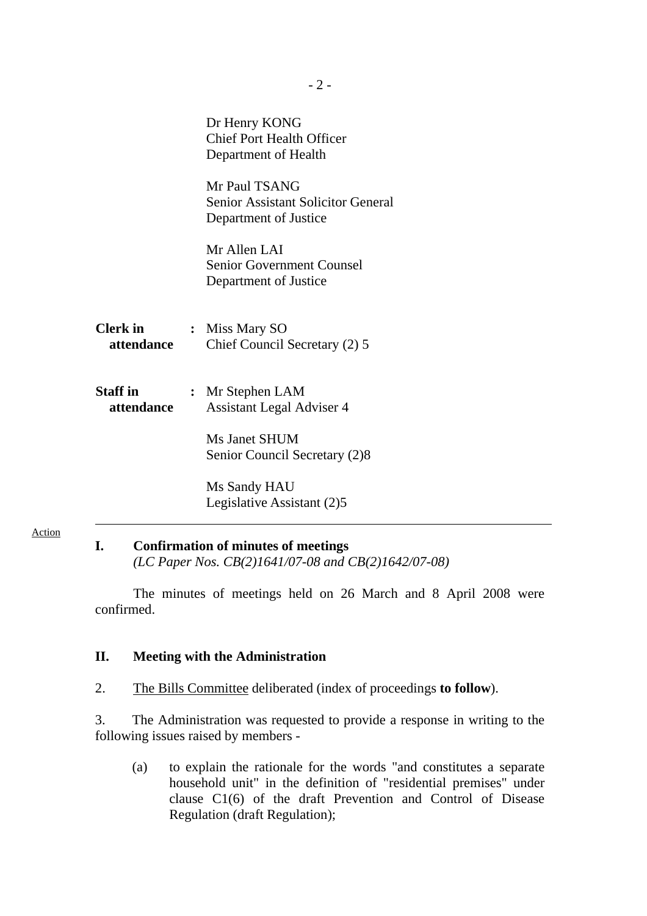Dr Henry KONG
Chief Port Health Officer
Department of Health

Mr Paul TSANG
Senior Assistant Solicitor General
Department of Justice

Mr Allen LAI
Senior Government Counsel
Department of Justice

**Clerk in attendance** : Miss Mary SO
Chief Council Secretary (2) 5

**Staff in attendance** : Mr Stephen LAM
Assistant Legal Adviser 4

Ms Janet SHUM
Senior Council Secretary (2)8

Ms Sandy HAU
Legislative Assistant (2)5

---

Action

## I. Confirmation of minutes of meetings

*(LC Paper Nos. CB(2)1641/07-08 and CB(2)1642/07-08)*

The minutes of meetings held on 26 March and 8 April 2008 were confirmed.

## II. Meeting with the Administration

2. The Bills Committee deliberated (index of proceedings **to follow**).

3. The Administration was requested to provide a response in writing to the following issues raised by members -

(a) to explain the rationale for the words "and constitutes a separate household unit" in the definition of "residential premises" under clause C1(6) of the draft Prevention and Control of Disease Regulation (draft Regulation);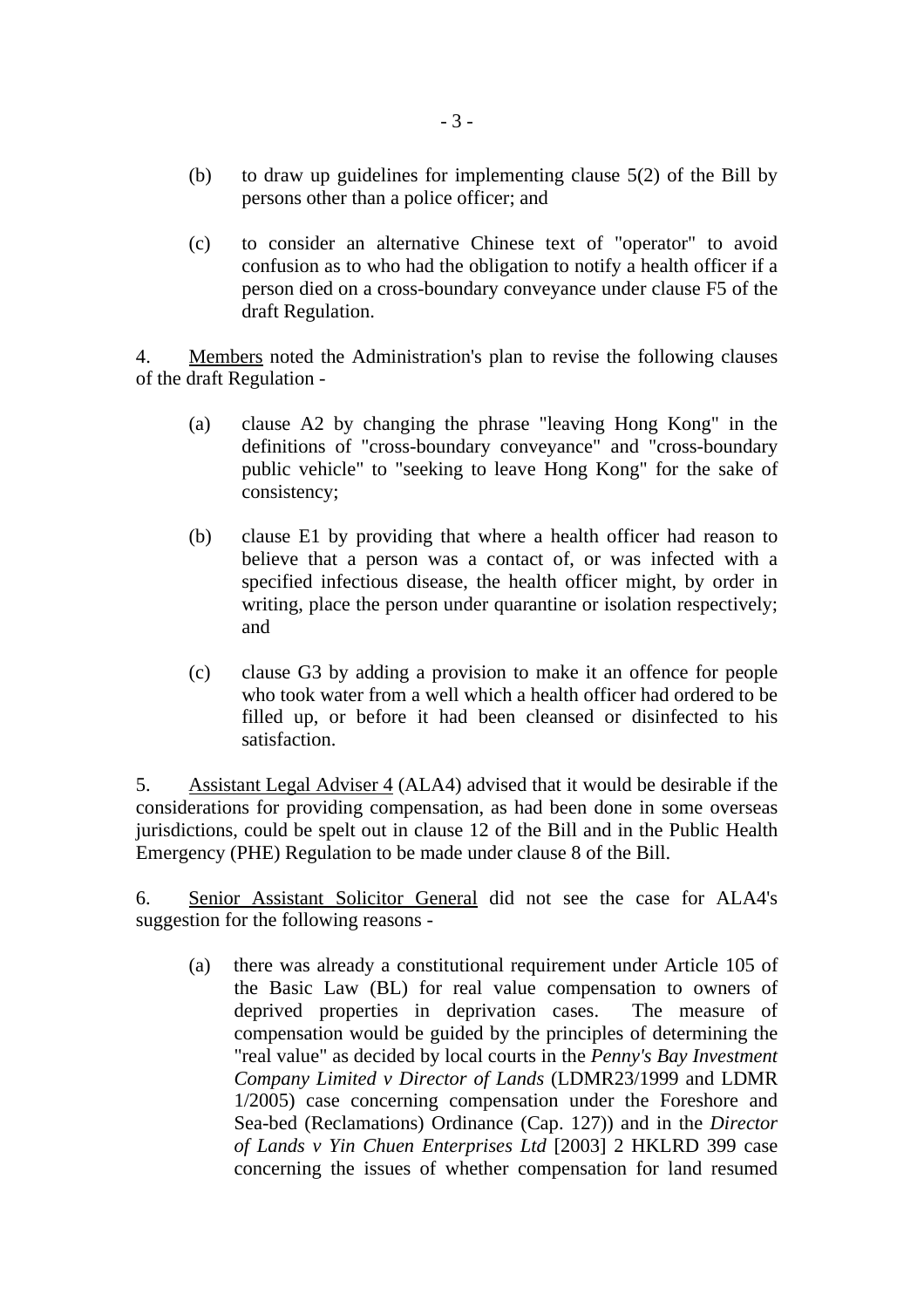(b) to draw up guidelines for implementing clause 5(2) of the Bill by persons other than a police officer; and

(c) to consider an alternative Chinese text of "operator" to avoid confusion as to who had the obligation to notify a health officer if a person died on a cross-boundary conveyance under clause F5 of the draft Regulation.

4. Members noted the Administration's plan to revise the following clauses of the draft Regulation -

(a) clause A2 by changing the phrase "leaving Hong Kong" in the definitions of "cross-boundary conveyance" and "cross-boundary public vehicle" to "seeking to leave Hong Kong" for the sake of consistency;

(b) clause E1 by providing that where a health officer had reason to believe that a person was a contact of, or was infected with a specified infectious disease, the health officer might, by order in writing, place the person under quarantine or isolation respectively; and

(c) clause G3 by adding a provision to make it an offence for people who took water from a well which a health officer had ordered to be filled up, or before it had been cleansed or disinfected to his satisfaction.

5. Assistant Legal Adviser 4 (ALA4) advised that it would be desirable if the considerations for providing compensation, as had been done in some overseas jurisdictions, could be spelt out in clause 12 of the Bill and in the Public Health Emergency (PHE) Regulation to be made under clause 8 of the Bill.

6. Senior Assistant Solicitor General did not see the case for ALA4's suggestion for the following reasons -

(a) there was already a constitutional requirement under Article 105 of the Basic Law (BL) for real value compensation to owners of deprived properties in deprivation cases. The measure of compensation would be guided by the principles of determining the "real value" as decided by local courts in the *Penny's Bay Investment Company Limited v Director of Lands* (LDMR23/1999 and LDMR 1/2005) case concerning compensation under the Foreshore and Sea-bed (Reclamations) Ordinance (Cap. 127)) and in the *Director of Lands v Yin Chuen Enterprises Ltd* [2003] 2 HKLRD 399 case concerning the issues of whether compensation for land resumed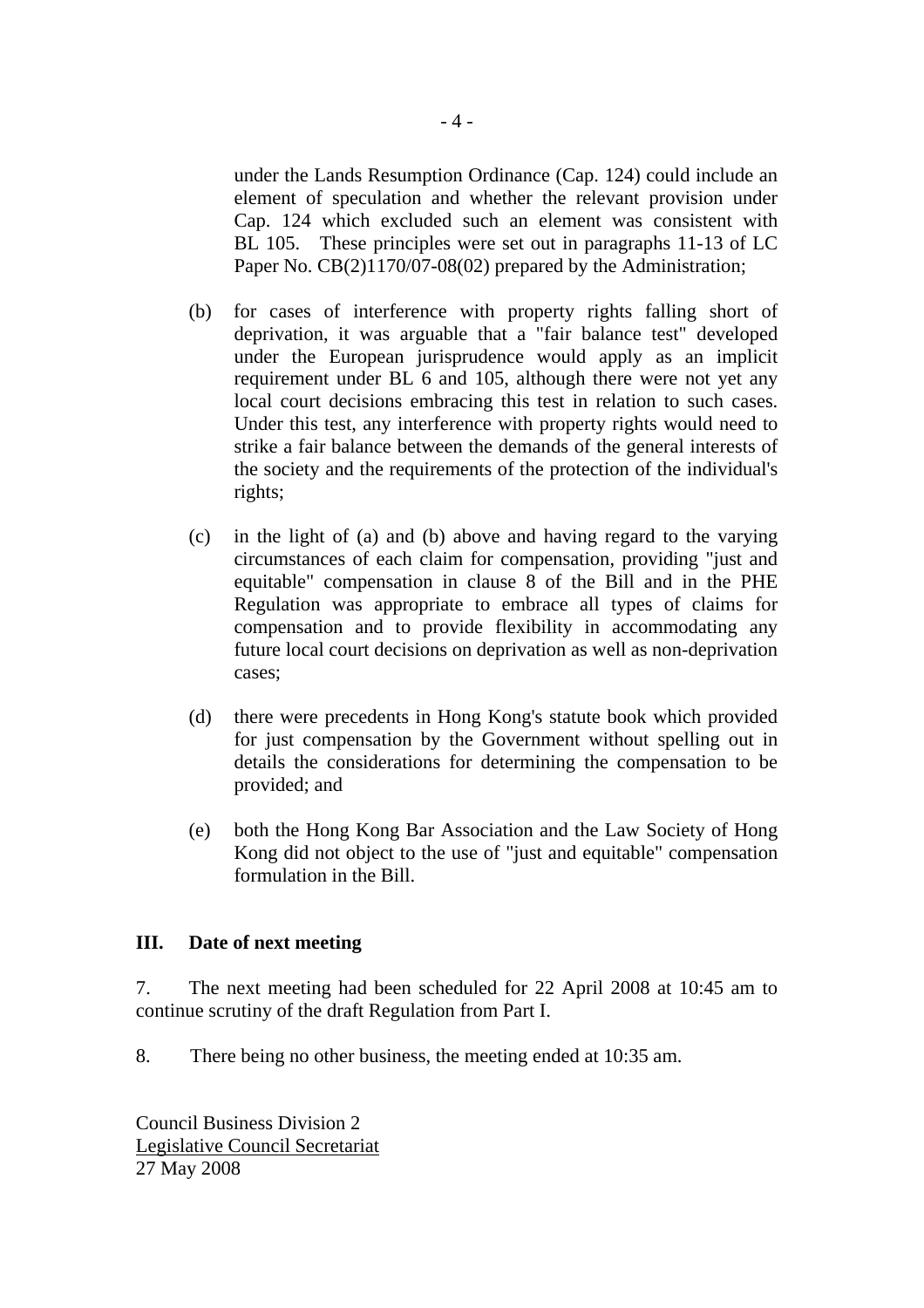under the Lands Resumption Ordinance (Cap. 124) could include an element of speculation and whether the relevant provision under Cap. 124 which excluded such an element was consistent with BL 105. These principles were set out in paragraphs 11-13 of LC Paper No. CB(2)1170/07-08(02) prepared by the Administration;

(b) for cases of interference with property rights falling short of deprivation, it was arguable that a "fair balance test" developed under the European jurisprudence would apply as an implicit requirement under BL 6 and 105, although there were not yet any local court decisions embracing this test in relation to such cases. Under this test, any interference with property rights would need to strike a fair balance between the demands of the general interests of the society and the requirements of the protection of the individual's rights;

(c) in the light of (a) and (b) above and having regard to the varying circumstances of each claim for compensation, providing "just and equitable" compensation in clause 8 of the Bill and in the PHE Regulation was appropriate to embrace all types of claims for compensation and to provide flexibility in accommodating any future local court decisions on deprivation as well as non-deprivation cases;

(d) there were precedents in Hong Kong's statute book which provided for just compensation by the Government without spelling out in details the considerations for determining the compensation to be provided; and

(e) both the Hong Kong Bar Association and the Law Society of Hong Kong did not object to the use of "just and equitable" compensation formulation in the Bill.

## III. Date of next meeting

7. The next meeting had been scheduled for 22 April 2008 at 10:45 am to continue scrutiny of the draft Regulation from Part I.

8. There being no other business, the meeting ended at 10:35 am.

Council Business Division 2
Legislative Council Secretariat
27 May 2008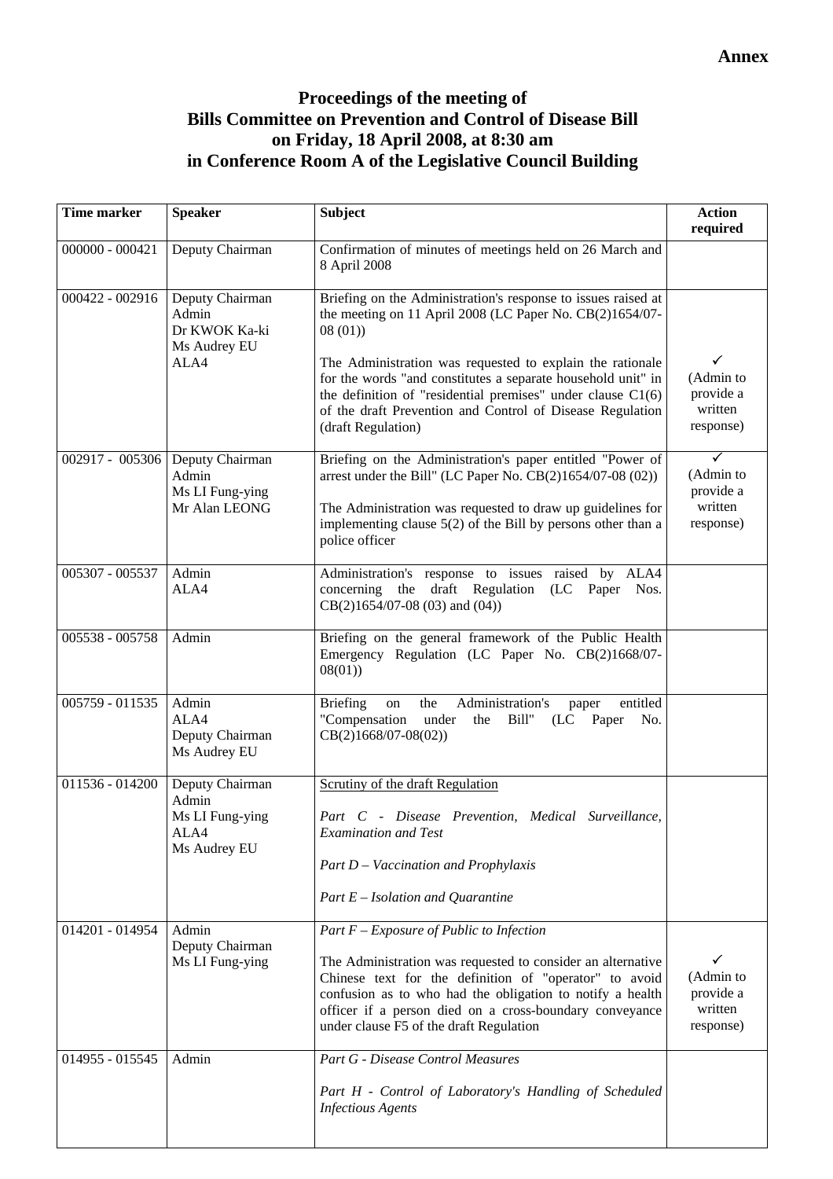**Annex**

# Proceedings of the meeting of Bills Committee on Prevention and Control of Disease Bill on Friday, 18 April 2008, at 8:30 am in Conference Room A of the Legislative Council Building

| Time marker | Speaker | Subject | Action required |
|---|---|---|---|
| 000000 - 000421 | Deputy Chairman | Confirmation of minutes of meetings held on 26 March and 8 April 2008 | |
| 000422 - 002916 | Deputy Chairman<br>Admin<br>Dr KWOK Ka-ki<br>Ms Audrey EU<br>ALA4 | Briefing on the Administration's response to issues raised at the meeting on 11 April 2008 (LC Paper No. CB(2)1654/07-08 (01))<br><br>The Administration was requested to explain the rationale for the words "and constitutes a separate household unit" in the definition of "residential premises" under clause C1(6) of the draft Prevention and Control of Disease Regulation (draft Regulation) | ✓<br>(Admin to provide a written response) |
| 002917 - 005306 | Deputy Chairman<br>Admin<br>Ms LI Fung-ying<br>Mr Alan LEONG | Briefing on the Administration's paper entitled "Power of arrest under the Bill" (LC Paper No. CB(2)1654/07-08 (02))<br><br>The Administration was requested to draw up guidelines for implementing clause 5(2) of the Bill by persons other than a police officer | ✓<br>(Admin to provide a written response) |
| 005307 - 005537 | Admin<br>ALA4 | Administration's response to issues raised by ALA4 concerning the draft Regulation (LC Paper Nos. CB(2)1654/07-08 (03) and (04)) | |
| 005538 - 005758 | Admin | Briefing on the general framework of the Public Health Emergency Regulation (LC Paper No. CB(2)1668/07-08(01)) | |
| 005759 - 011535 | Admin<br>ALA4<br>Deputy Chairman<br>Ms Audrey EU | Briefing on the Administration's paper entitled "Compensation under the Bill" (LC Paper No. CB(2)1668/07-08(02)) | |
| 011536 - 014200 | Deputy Chairman<br>Admin<br>Ms LI Fung-ying<br>ALA4<br>Ms Audrey EU | Scrutiny of the draft Regulation<br><br>*Part C - Disease Prevention, Medical Surveillance, Examination and Test*<br><br>*Part D – Vaccination and Prophylaxis*<br><br>*Part E – Isolation and Quarantine* | |
| 014201 - 014954 | Admin<br>Deputy Chairman<br>Ms LI Fung-ying | *Part F – Exposure of Public to Infection*<br><br>The Administration was requested to consider an alternative Chinese text for the definition of "operator" to avoid confusion as to who had the obligation to notify a health officer if a person died on a cross-boundary conveyance under clause F5 of the draft Regulation | ✓<br>(Admin to provide a written response) |
| 014955 - 015545 | Admin | *Part G - Disease Control Measures*<br><br>*Part H - Control of Laboratory's Handling of Scheduled Infectious Agents* | |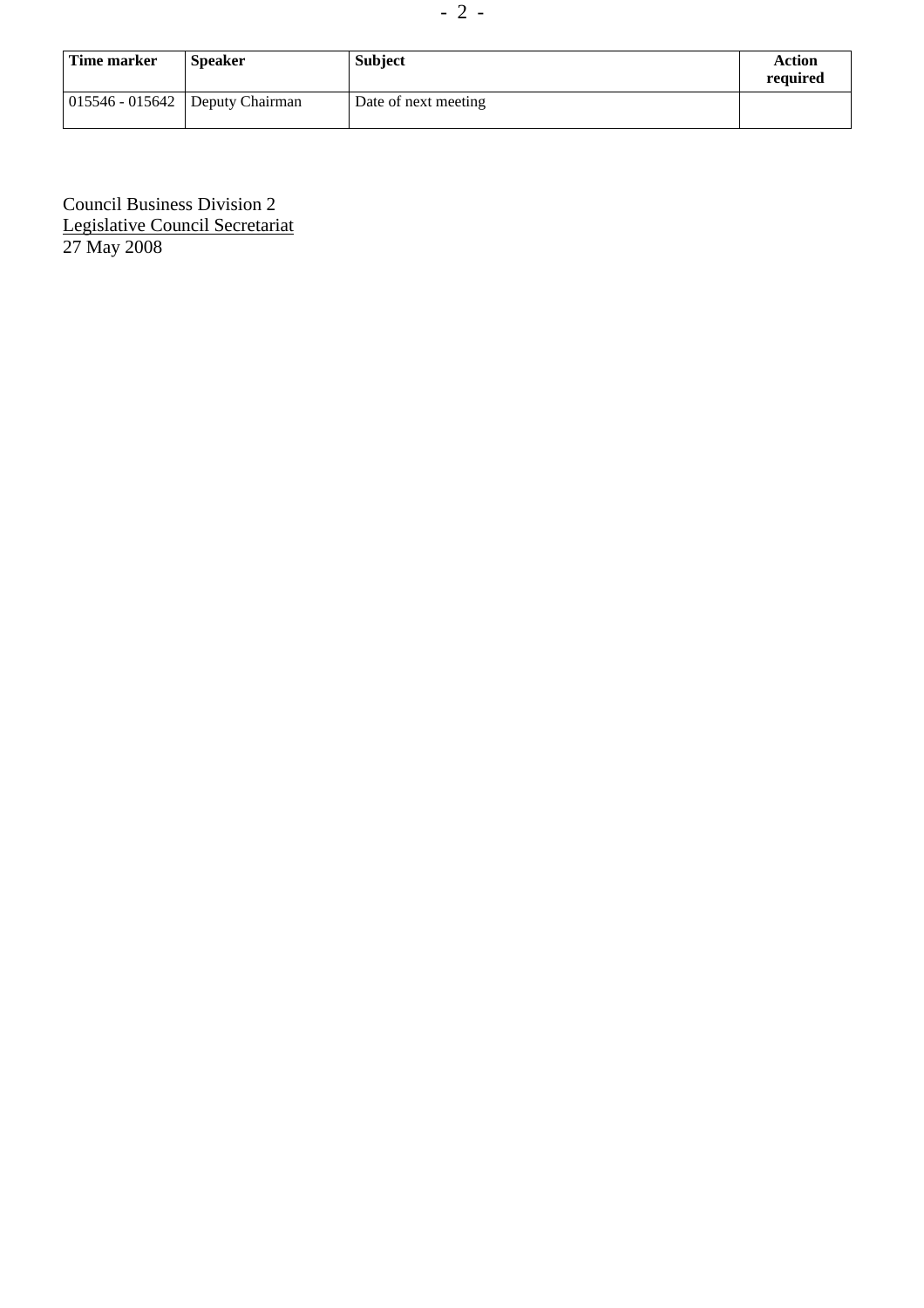| Time marker | Speaker | Subject | Action required |
| --- | --- | --- | --- |
| 015546 - 015642 | Deputy Chairman | Date of next meeting | |

Council Business Division 2
Legislative Council Secretariat
27 May 2008